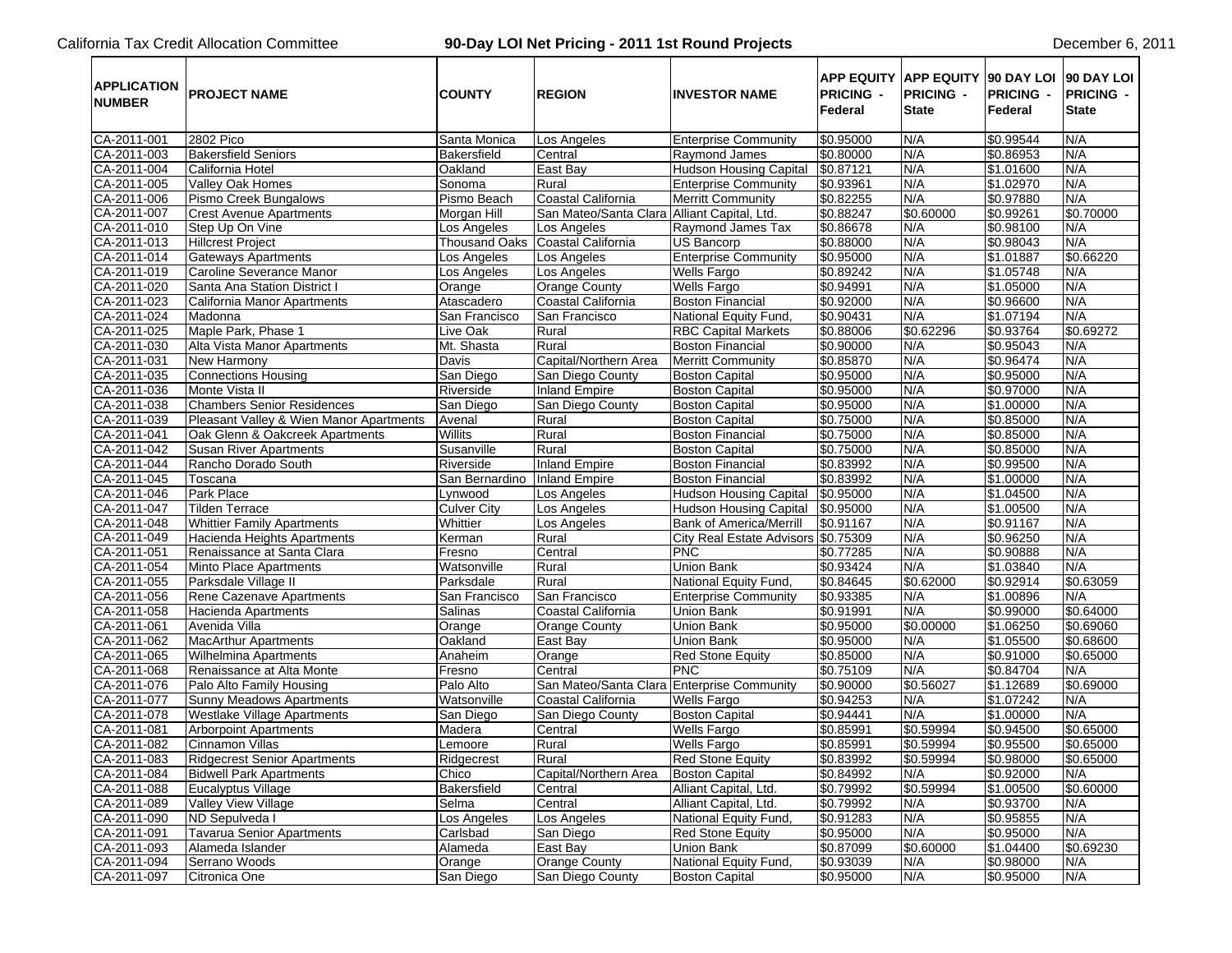California Tax Credit Allocation Committee

# 90-Day LOI Net Pricing - 2011 1st Round Projects

December 6, 2011

| APPLICATION NUMBER | PROJECT NAME | COUNTY | REGION | INVESTOR NAME | APP EQUITY PRICING - Federal | APP EQUITY PRICING - State | 90 DAY LOI PRICING - Federal | 90 DAY LOI PRICING - State |
|---|---|---|---|---|---|---|---|---|
| CA-2011-001 | 2802 Pico | Santa Monica | Los Angeles | Enterprise Community | $0.95000 | N/A | $0.99544 | N/A |
| CA-2011-003 | Bakersfield Seniors | Bakersfield | Central | Raymond James | $0.80000 | N/A | $0.86953 | N/A |
| CA-2011-004 | California Hotel | Oakland | East Bay | Hudson Housing Capital | $0.87121 | N/A | $1.01600 | N/A |
| CA-2011-005 | Valley Oak Homes | Sonoma | Rural | Enterprise Community | $0.93961 | N/A | $1.02970 | N/A |
| CA-2011-006 | Pismo Creek Bungalows | Pismo Beach | Coastal California | Merritt Community | $0.82255 | N/A | $0.97880 | N/A |
| CA-2011-007 | Crest Avenue Apartments | Morgan Hill | San Mateo/Santa Clara | Alliant Capital, Ltd. | $0.88247 | $0.60000 | $0.99261 | $0.70000 |
| CA-2011-010 | Step Up On Vine | Los Angeles | Los Angeles | Raymond James Tax | $0.86678 | N/A | $0.98100 | N/A |
| CA-2011-013 | Hillcrest Project | Thousand Oaks | Coastal California | US Bancorp | $0.88000 | N/A | $0.98043 | N/A |
| CA-2011-014 | Gateways Apartments | Los Angeles | Los Angeles | Enterprise Community | $0.95000 | N/A | $1.01887 | $0.66220 |
| CA-2011-019 | Caroline Severance Manor | Los Angeles | Los Angeles | Wells Fargo | $0.89242 | N/A | $1.05748 | N/A |
| CA-2011-020 | Santa Ana Station District I | Orange | Orange County | Wells Fargo | $0.94991 | N/A | $1.05000 | N/A |
| CA-2011-023 | California Manor Apartments | Atascadero | Coastal California | Boston Financial | $0.92000 | N/A | $0.96600 | N/A |
| CA-2011-024 | Madonna | San Francisco | San Francisco | National Equity Fund, | $0.90431 | N/A | $1.07194 | N/A |
| CA-2011-025 | Maple Park, Phase 1 | Live Oak | Rural | RBC Capital Markets | $0.88006 | $0.62296 | $0.93764 | $0.69272 |
| CA-2011-030 | Alta Vista Manor Apartments | Mt. Shasta | Rural | Boston Financial | $0.90000 | N/A | $0.95043 | N/A |
| CA-2011-031 | New Harmony | Davis | Capital/Northern Area | Merritt Community | $0.85870 | N/A | $0.96474 | N/A |
| CA-2011-035 | Connections Housing | San Diego | San Diego County | Boston Capital | $0.95000 | N/A | $0.95000 | N/A |
| CA-2011-036 | Monte Vista II | Riverside | Inland Empire | Boston Capital | $0.95000 | N/A | $0.97000 | N/A |
| CA-2011-038 | Chambers Senior Residences | San Diego | San Diego County | Boston Capital | $0.95000 | N/A | $1.00000 | N/A |
| CA-2011-039 | Pleasant Valley & Wien Manor Apartments | Avenal | Rural | Boston Capital | $0.75000 | N/A | $0.85000 | N/A |
| CA-2011-041 | Oak Glenn & Oakcreek Apartments | Willits | Rural | Boston Financial | $0.75000 | N/A | $0.85000 | N/A |
| CA-2011-042 | Susan River Apartments | Susanville | Rural | Boston Capital | $0.75000 | N/A | $0.85000 | N/A |
| CA-2011-044 | Rancho Dorado South | Riverside | Inland Empire | Boston Financial | $0.83992 | N/A | $0.99500 | N/A |
| CA-2011-045 | Toscana | San Bernardino | Inland Empire | Boston Financial | $0.83992 | N/A | $1.00000 | N/A |
| CA-2011-046 | Park Place | Lynwood | Los Angeles | Hudson Housing Capital | $0.95000 | N/A | $1.04500 | N/A |
| CA-2011-047 | Tilden Terrace | Culver City | Los Angeles | Hudson Housing Capital | $0.95000 | N/A | $1.00500 | N/A |
| CA-2011-048 | Whittier Family Apartments | Whittier | Los Angeles | Bank of America/Merrill | $0.91167 | N/A | $0.91167 | N/A |
| CA-2011-049 | Hacienda Heights Apartments | Kerman | Rural | City Real Estate Advisors | $0.75309 | N/A | $0.96250 | N/A |
| CA-2011-051 | Renaissance at Santa Clara | Fresno | Central | PNC | $0.77285 | N/A | $0.90888 | N/A |
| CA-2011-054 | Minto Place Apartments | Watsonville | Rural | Union Bank | $0.93424 | N/A | $1.03840 | N/A |
| CA-2011-055 | Parksdale Village II | Parksdale | Rural | National Equity Fund, | $0.84645 | $0.62000 | $0.92914 | $0.63059 |
| CA-2011-056 | Rene Cazenave Apartments | San Francisco | San Francisco | Enterprise Community | $0.93385 | N/A | $1.00896 | N/A |
| CA-2011-058 | Hacienda Apartments | Salinas | Coastal California | Union Bank | $0.91991 | N/A | $0.99000 | $0.64000 |
| CA-2011-061 | Avenida Villa | Orange | Orange County | Union Bank | $0.95000 | $0.00000 | $1.06250 | $0.69060 |
| CA-2011-062 | MacArthur Apartments | Oakland | East Bay | Union Bank | $0.95000 | N/A | $1.05500 | $0.68600 |
| CA-2011-065 | Wilhelmina Apartments | Anaheim | Orange | Red Stone Equity | $0.85000 | N/A | $0.91000 | $0.65000 |
| CA-2011-068 | Renaissance at Alta Monte | Fresno | Central | PNC | $0.75109 | N/A | $0.84704 | N/A |
| CA-2011-076 | Palo Alto Family Housing | Palo Alto | San Mateo/Santa Clara | Enterprise Community | $0.90000 | $0.56027 | $1.12689 | $0.69000 |
| CA-2011-077 | Sunny Meadows Apartments | Watsonville | Coastal California | Wells Fargo | $0.94253 | N/A | $1.07242 | N/A |
| CA-2011-078 | Westlake Village Apartments | San Diego | San Diego County | Boston Capital | $0.94441 | N/A | $1.00000 | N/A |
| CA-2011-081 | Arborpoint Apartments | Madera | Central | Wells Fargo | $0.85991 | $0.59994 | $0.94500 | $0.65000 |
| CA-2011-082 | Cinnamon Villas | Lemoore | Rural | Wells Fargo | $0.85991 | $0.59994 | $0.95500 | $0.65000 |
| CA-2011-083 | Ridgecrest Senior Apartments | Ridgecrest | Rural | Red Stone Equity | $0.83992 | $0.59994 | $0.98000 | $0.65000 |
| CA-2011-084 | Bidwell Park Apartments | Chico | Capital/Northern Area | Boston Capital | $0.84992 | N/A | $0.92000 | N/A |
| CA-2011-088 | Eucalyptus Village | Bakersfield | Central | Alliant Capital, Ltd. | $0.79992 | $0.59994 | $1.00500 | $0.60000 |
| CA-2011-089 | Valley View Village | Selma | Central | Alliant Capital, Ltd. | $0.79992 | N/A | $0.93700 | N/A |
| CA-2011-090 | ND Sepulveda I | Los Angeles | Los Angeles | National Equity Fund, | $0.91283 | N/A | $0.95855 | N/A |
| CA-2011-091 | Tavarua Senior Apartments | Carlsbad | San Diego | Red Stone Equity | $0.95000 | N/A | $0.95000 | N/A |
| CA-2011-093 | Alameda Islander | Alameda | East Bay | Union Bank | $0.87099 | $0.60000 | $1.04400 | $0.69230 |
| CA-2011-094 | Serrano Woods | Orange | Orange County | National Equity Fund, | $0.93039 | N/A | $0.98000 | N/A |
| CA-2011-097 | Citronica One | San Diego | San Diego County | Boston Capital | $0.95000 | N/A | $0.95000 | N/A |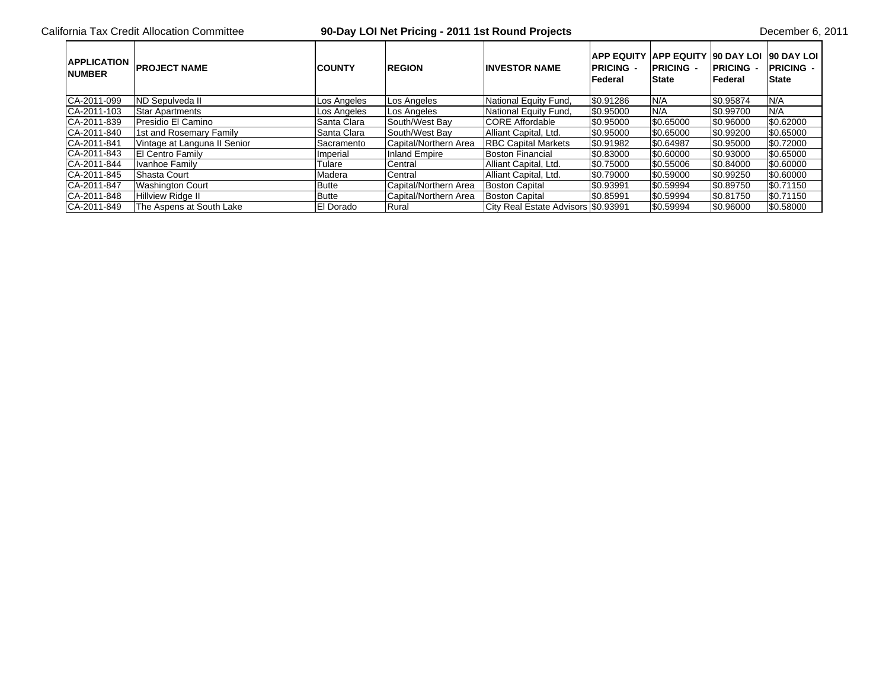California Tax Credit Allocation Committee

**90-Day LOI Net Pricing - 2011 1st Round Projects**

December 6, 2011

| APPLICATION NUMBER | PROJECT NAME | COUNTY | REGION | INVESTOR NAME | APP EQUITY PRICING - Federal | APP EQUITY PRICING - State | 90 DAY LOI PRICING - Federal | 90 DAY LOI PRICING - State |
|---|---|---|---|---|---|---|---|---|
| CA-2011-099 | ND Sepulveda II | Los Angeles | Los Angeles | National Equity Fund, | $0.91286 | N/A | $0.95874 | N/A |
| CA-2011-103 | Star Apartments | Los Angeles | Los Angeles | National Equity Fund, | $0.95000 | N/A | $0.99700 | N/A |
| CA-2011-839 | Presidio El Camino | Santa Clara | South/West Bay | CORE Affordable | $0.95000 | $0.65000 | $0.96000 | $0.62000 |
| CA-2011-840 | 1st and Rosemary Family | Santa Clara | South/West Bay | Alliant Capital, Ltd. | $0.95000 | $0.65000 | $0.99200 | $0.65000 |
| CA-2011-841 | Vintage at Languna II Senior | Sacramento | Capital/Northern Area | RBC Capital Markets | $0.91982 | $0.64987 | $0.95000 | $0.72000 |
| CA-2011-843 | El Centro Family | Imperial | Inland Empire | Boston Financial | $0.83000 | $0.60000 | $0.93000 | $0.65000 |
| CA-2011-844 | Ivanhoe Family | Tulare | Central | Alliant Capital, Ltd. | $0.75000 | $0.55006 | $0.84000 | $0.60000 |
| CA-2011-845 | Shasta Court | Madera | Central | Alliant Capital, Ltd. | $0.79000 | $0.59000 | $0.99250 | $0.60000 |
| CA-2011-847 | Washington Court | Butte | Capital/Northern Area | Boston Capital | $0.93991 | $0.59994 | $0.89750 | $0.71150 |
| CA-2011-848 | Hillview Ridge II | Butte | Capital/Northern Area | Boston Capital | $0.85991 | $0.59994 | $0.81750 | $0.71150 |
| CA-2011-849 | The Aspens at South Lake | El Dorado | Rural | City Real Estate Advisors | $0.93991 | $0.59994 | $0.96000 | $0.58000 |